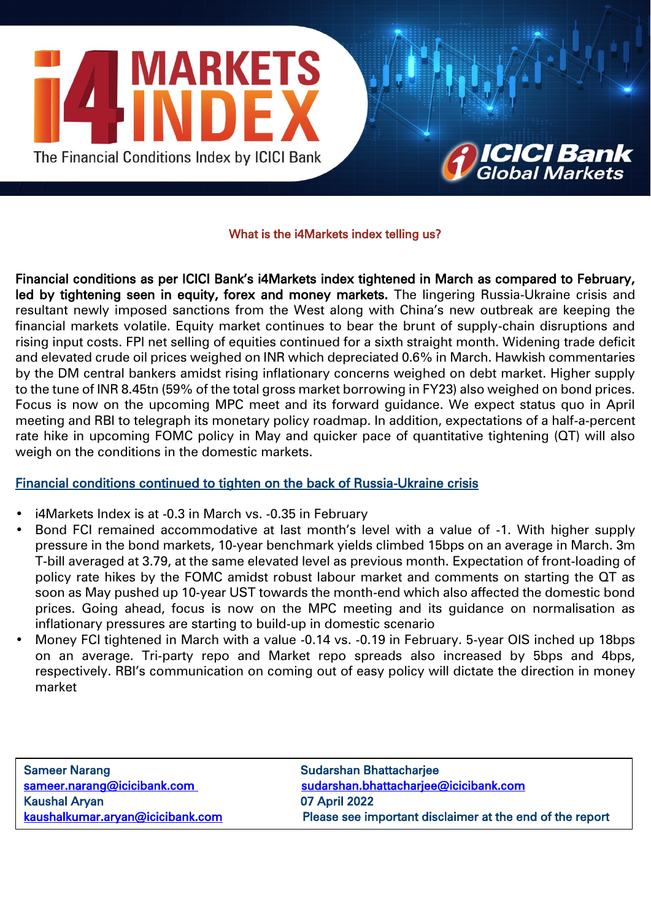# i4 MARKETS INDEX

The Financial Conditions Index by ICICI Bank

ICICI Bank Global Markets

## What is the i4Markets index telling us?

**Financial conditions as per ICICI Bank's i4Markets index tightened in March as compared to February, led by tightening seen in equity, forex and money markets.** The lingering Russia-Ukraine crisis and resultant newly imposed sanctions from the West along with China's new outbreak are keeping the financial markets volatile. Equity market continues to bear the brunt of supply-chain disruptions and rising input costs. FPI net selling of equities continued for a sixth straight month. Widening trade deficit and elevated crude oil prices weighed on INR which depreciated 0.6% in March. Hawkish commentaries by the DM central bankers amidst rising inflationary concerns weighed on debt market. Higher supply to the tune of INR 8.45tn (59% of the total gross market borrowing in FY23) also weighed on bond prices. Focus is now on the upcoming MPC meet and its forward guidance. We expect status quo in April meeting and RBI to telegraph its monetary policy roadmap. In addition, expectations of a half-a-percent rate hike in upcoming FOMC policy in May and quicker pace of quantitative tightening (QT) will also weigh on the conditions in the domestic markets.

### Financial conditions continued to tighten on the back of Russia-Ukraine crisis

- i4Markets Index is at -0.3 in March vs. -0.35 in February
- Bond FCI remained accommodative at last month's level with a value of -1. With higher supply pressure in the bond markets, 10-year benchmark yields climbed 15bps on an average in March. 3m T-bill averaged at 3.79, at the same elevated level as previous month. Expectation of front-loading of policy rate hikes by the FOMC amidst robust labour market and comments on starting the QT as soon as May pushed up 10-year UST towards the month-end which also affected the domestic bond prices. Going ahead, focus is now on the MPC meeting and its guidance on normalisation as inflationary pressures are starting to build-up in domestic scenario
- Money FCI tightened in March with a value -0.14 vs. -0.19 in February. 5-year OIS inched up 18bps on an average. Tri-party repo and Market repo spreads also increased by 5bps and 4bps, respectively. RBI's communication on coming out of easy policy will dictate the direction in money market

| | |
|---|---|
| Sameer Narang | Sudarshan Bhattacharjee |
| sameer.narang@icicibank.com | sudarshan.bhattacharjee@icicibank.com |
| Kaushal Aryan | 07 April 2022 |
| kaushalkumar.aryan@icicibank.com | Please see important disclaimer at the end of the report |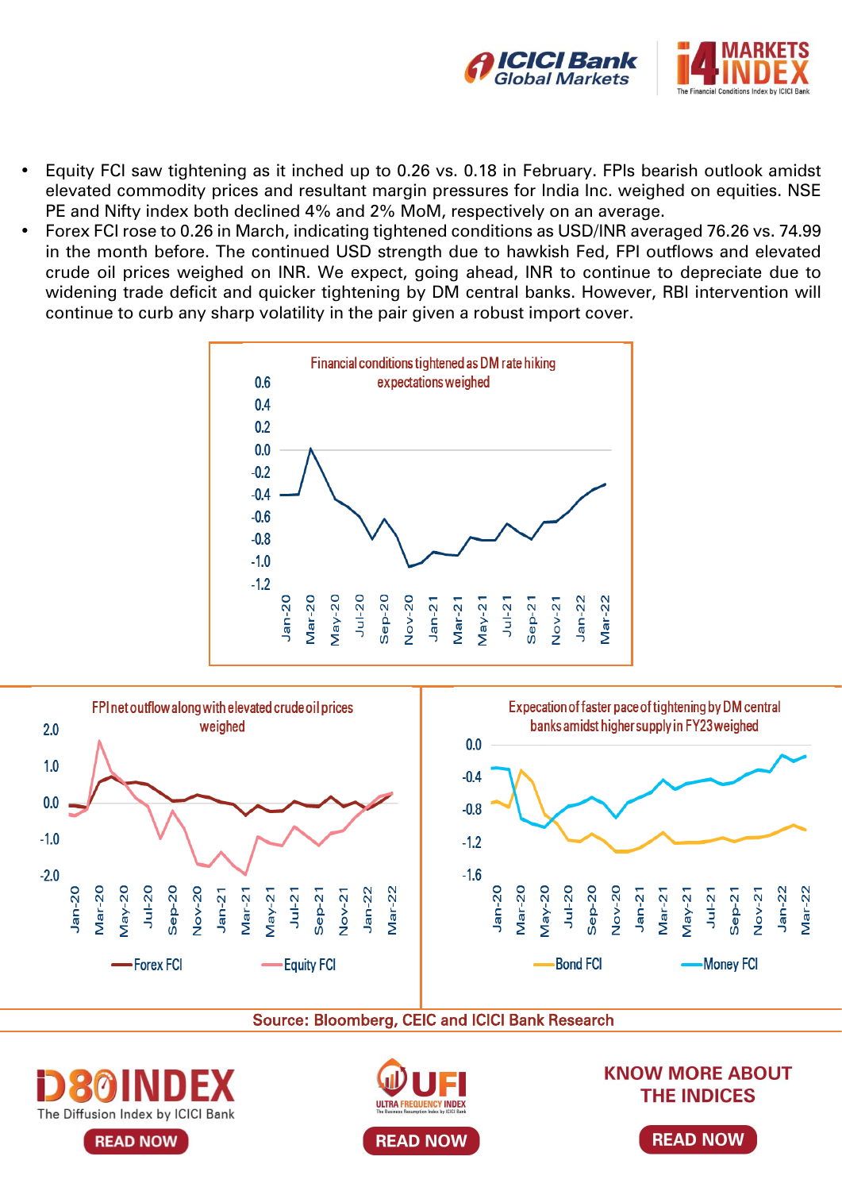- Equity FCI saw tightening as it inched up to 0.26 vs. 0.18 in February. FPIs bearish outlook amidst elevated commodity prices and resultant margin pressures for India Inc. weighed on equities. NSE PE and Nifty index both declined 4% and 2% MoM, respectively on an average.
- Forex FCI rose to 0.26 in March, indicating tightened conditions as USD/INR averaged 76.26 vs. 74.99 in the month before. The continued USD strength due to hawkish Fed, FPI outflows and elevated crude oil prices weighed on INR. We expect, going ahead, INR to continue to depreciate due to widening trade deficit and quicker tightening by DM central banks. However, RBI intervention will continue to curb any sharp volatility in the pair given a robust import cover.

Financial conditions tightened as DM rate hiking expectations weighed

FPI net outflow along with elevated crude oil prices weighed

Expecation of faster pace of tightening by DM central banks amidst higher supply in FY23 weighed

Source: Bloomberg, CEIC and ICICI Bank Research

D8O INDEX — The Diffusion Index by ICICI Bank — READ NOW

UFI — ULTRA FREQUENCY INDEX — READ NOW

KNOW MORE ABOUT THE INDICES — READ NOW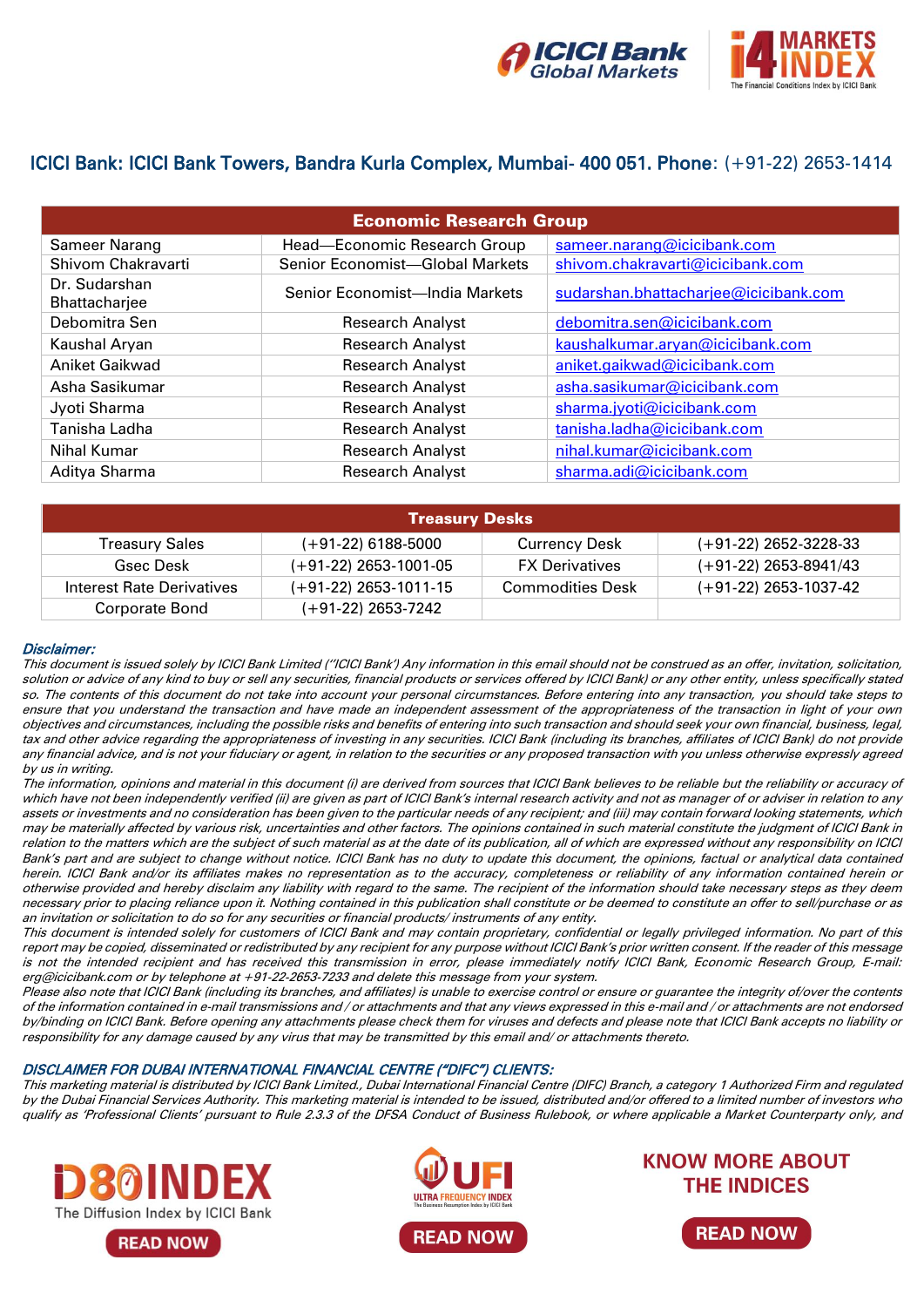ICICI Bank Global Markets

i4 MARKETS INDEX — The Financial Conditions Index by ICICI Bank

**ICICI Bank: ICICI Bank Towers, Bandra Kurla Complex, Mumbai- 400 051. Phone**: (+91-22) 2653-1414

| Economic Research Group | | |
|---|---|---|
| Sameer Narang | Head—Economic Research Group | sameer.narang@icicibank.com |
| Shivom Chakravarti | Senior Economist—Global Markets | shivom.chakravarti@icicibank.com |
| Dr. Sudarshan Bhattacharjee | Senior Economist—India Markets | sudarshan.bhattacharjee@icicibank.com |
| Debomitra Sen | Research Analyst | debomitra.sen@icicibank.com |
| Kaushal Aryan | Research Analyst | kaushalkumar.aryan@icicibank.com |
| Aniket Gaikwad | Research Analyst | aniket.gaikwad@icicibank.com |
| Asha Sasikumar | Research Analyst | asha.sasikumar@icicibank.com |
| Jyoti Sharma | Research Analyst | sharma.jyoti@icicibank.com |
| Tanisha Ladha | Research Analyst | tanisha.ladha@icicibank.com |
| Nihal Kumar | Research Analyst | nihal.kumar@icicibank.com |
| Aditya Sharma | Research Analyst | sharma.adi@icicibank.com |

| Treasury Desks | | | |
|---|---|---|---|
| Treasury Sales | (+91-22) 6188-5000 | Currency Desk | (+91-22) 2652-3228-33 |
| Gsec Desk | (+91-22) 2653-1001-05 | FX Derivatives | (+91-22) 2653-8941/43 |
| Interest Rate Derivatives | (+91-22) 2653-1011-15 | Commodities Desk | (+91-22) 2653-1037-42 |
| Corporate Bond | (+91-22) 2653-7242 | | |

***Disclaimer:***

*This document is issued solely by ICICI Bank Limited ("ICICI Bank') Any information in this email should not be construed as an offer, invitation, solicitation, solution or advice of any kind to buy or sell any securities, financial products or services offered by ICICI Bank) or any other entity, unless specifically stated so. The contents of this document do not take into account your personal circumstances. Before entering into any transaction, you should take steps to ensure that you understand the transaction and have made an independent assessment of the appropriateness of the transaction in light of your own objectives and circumstances, including the possible risks and benefits of entering into such transaction and should seek your own financial, business, legal, tax and other advice regarding the appropriateness of investing in any securities. ICICI Bank (including its branches, affiliates of ICICI Bank) do not provide any financial advice, and is not your fiduciary or agent, in relation to the securities or any proposed transaction with you unless otherwise expressly agreed by us in writing.*

*The information, opinions and material in this document (i) are derived from sources that ICICI Bank believes to be reliable but the reliability or accuracy of which have not been independently verified (ii) are given as part of ICICI Bank's internal research activity and not as manager of or adviser in relation to any assets or investments and no consideration has been given to the particular needs of any recipient; and (iii) may contain forward looking statements, which may be materially affected by various risk, uncertainties and other factors. The opinions contained in such material constitute the judgment of ICICI Bank in relation to the matters which are the subject of such material as at the date of its publication, all of which are expressed without any responsibility on ICICI Bank's part and are subject to change without notice. ICICI Bank has no duty to update this document, the opinions, factual or analytical data contained herein. ICICI Bank and/or its affiliates makes no representation as to the accuracy, completeness or reliability of any information contained herein or otherwise provided and hereby disclaim any liability with regard to the same. The recipient of the information should take necessary steps as they deem necessary prior to placing reliance upon it. Nothing contained in this publication shall constitute or be deemed to constitute an offer to sell/purchase or as an invitation or solicitation to do so for any securities or financial products/ instruments of any entity.*

*This document is intended solely for customers of ICICI Bank and may contain proprietary, confidential or legally privileged information. No part of this report may be copied, disseminated or redistributed by any recipient for any purpose without ICICI Bank's prior written consent. If the reader of this message is not the intended recipient and has received this transmission in error, please immediately notify ICICI Bank, Economic Research Group, E-mail: erg@icicibank.com or by telephone at +91-22-2653-7233 and delete this message from your system.*

*Please also note that ICICI Bank (including its branches, and affiliates) is unable to exercise control or ensure or guarantee the integrity of/over the contents of the information contained in e-mail transmissions and / or attachments and that any views expressed in this e-mail and / or attachments are not endorsed by/binding on ICICI Bank. Before opening any attachments please check them for viruses and defects and please note that ICICI Bank accepts no liability or responsibility for any damage caused by any virus that may be transmitted by this email and/ or attachments thereto.*

***DISCLAIMER FOR DUBAI INTERNATIONAL FINANCIAL CENTRE ("DIFC") CLIENTS:***

*This marketing material is distributed by ICICI Bank Limited., Dubai International Financial Centre (DIFC) Branch, a category 1 Authorized Firm and regulated by the Dubai Financial Services Authority. This marketing material is intended to be issued, distributed and/or offered to a limited number of investors who qualify as 'Professional Clients' pursuant to Rule 2.3.3 of the DFSA Conduct of Business Rulebook, or where applicable a Market Counterparty only, and*

D80 INDEX — The Diffusion Index by ICICI Bank — READ NOW

UFI — Ultra Frequency Index — The Business Resumption Index by ICICI Bank — READ NOW

KNOW MORE ABOUT THE INDICES — READ NOW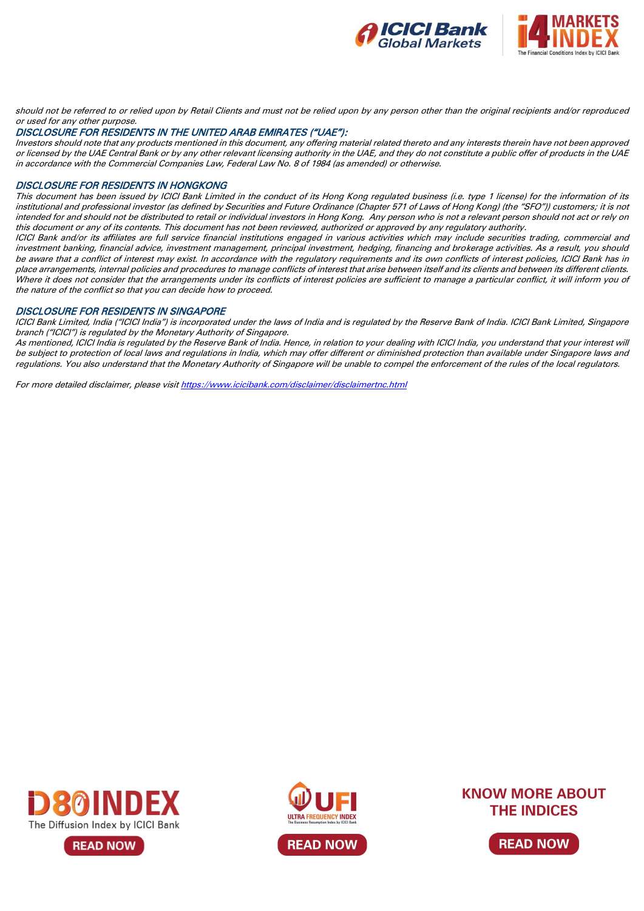*should not be referred to or relied upon by Retail Clients and must not be relied upon by any person other than the original recipients and/or reproduced or used for any other purpose.*

### *DISCLOSURE FOR RESIDENTS IN THE UNITED ARAB EMIRATES ("UAE"):*

*Investors should note that any products mentioned in this document, any offering material related thereto and any interests therein have not been approved or licensed by the UAE Central Bank or by any other relevant licensing authority in the UAE, and they do not constitute a public offer of products in the UAE in accordance with the Commercial Companies Law, Federal Law No. 8 of 1984 (as amended) or otherwise.*

### *DISCLOSURE FOR RESIDENTS IN HONGKONG*

*This document has been issued by ICICI Bank Limited in the conduct of its Hong Kong regulated business (i.e. type 1 license) for the information of its institutional and professional investor (as defined by Securities and Future Ordinance (Chapter 571 of Laws of Hong Kong) (the "SFO")) customers; it is not intended for and should not be distributed to retail or individual investors in Hong Kong. Any person who is not a relevant person should not act or rely on this document or any of its contents. This document has not been reviewed, authorized or approved by any regulatory authority.*

*ICICI Bank and/or its affiliates are full service financial institutions engaged in various activities which may include securities trading, commercial and investment banking, financial advice, investment management, principal investment, hedging, financing and brokerage activities. As a result, you should be aware that a conflict of interest may exist. In accordance with the regulatory requirements and its own conflicts of interest policies, ICICI Bank has in place arrangements, internal policies and procedures to manage conflicts of interest that arise between itself and its clients and between its different clients. Where it does not consider that the arrangements under its conflicts of interest policies are sufficient to manage a particular conflict, it will inform you of the nature of the conflict so that you can decide how to proceed.*

### *DISCLOSURE FOR RESIDENTS IN SINGAPORE*

*ICICI Bank Limited, India ("ICICI India") is incorporated under the laws of India and is regulated by the Reserve Bank of India. ICICI Bank Limited, Singapore branch ("ICICI") is regulated by the Monetary Authority of Singapore.*

*As mentioned, ICICI India is regulated by the Reserve Bank of India. Hence, in relation to your dealing with ICICI India, you understand that your interest will be subject to protection of local laws and regulations in India, which may offer different or diminished protection than available under Singapore laws and regulations. You also understand that the Monetary Authority of Singapore will be unable to compel the enforcement of the rules of the local regulators.*

*For more detailed disclaimer, please visit https://www.icicibank.com/disclaimer/disclaimertnc.html*

D80 INDEX
The Diffusion Index by ICICI Bank
READ NOW

UFI
ULTRA FREQUENCY INDEX
The Business Resumption Index by ICICI Bank
READ NOW

KNOW MORE ABOUT THE INDICES
READ NOW